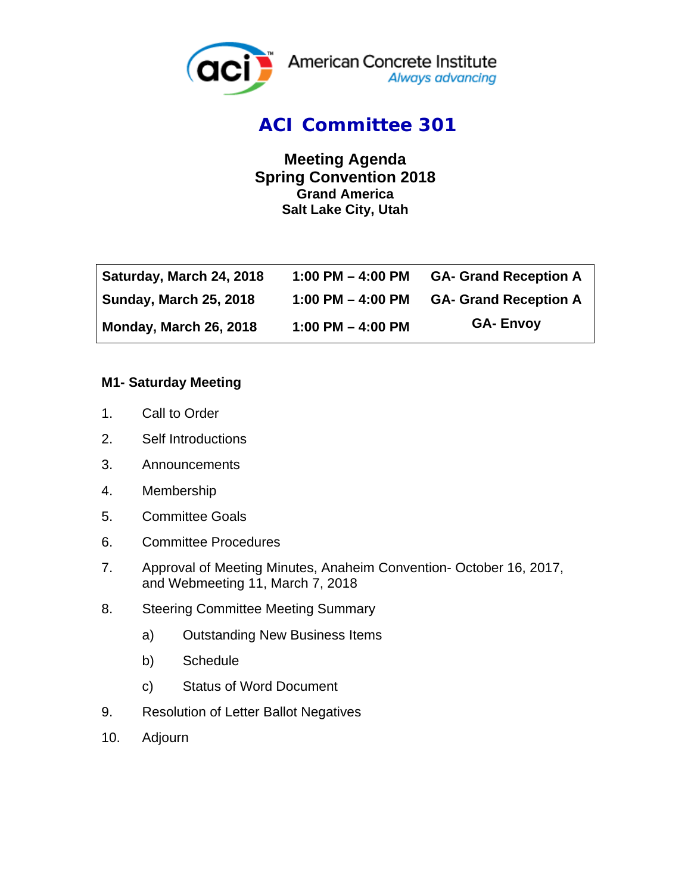American Concrete Institute
*Always advancing*

# ACI Committee 301

## Meeting Agenda
## Spring Convention 2018
### Grand America
### Salt Lake City, Utah

| | | |
|---|---|---|
| **Saturday, March 24, 2018** | **1:00 PM – 4:00 PM** | **GA- Grand Reception A** |
| **Sunday, March 25, 2018** | **1:00 PM – 4:00 PM** | **GA- Grand Reception A** |
| **Monday, March 26, 2018** | **1:00 PM – 4:00 PM** | **GA- Envoy** |

**M1- Saturday Meeting**

1. Call to Order
2. Self Introductions
3. Announcements
4. Membership
5. Committee Goals
6. Committee Procedures
7. Approval of Meeting Minutes, Anaheim Convention- October 16, 2017, and Webmeeting 11, March 7, 2018
8. Steering Committee Meeting Summary
   a) Outstanding New Business Items
   b) Schedule
   c) Status of Word Document
9. Resolution of Letter Ballot Negatives
10. Adjourn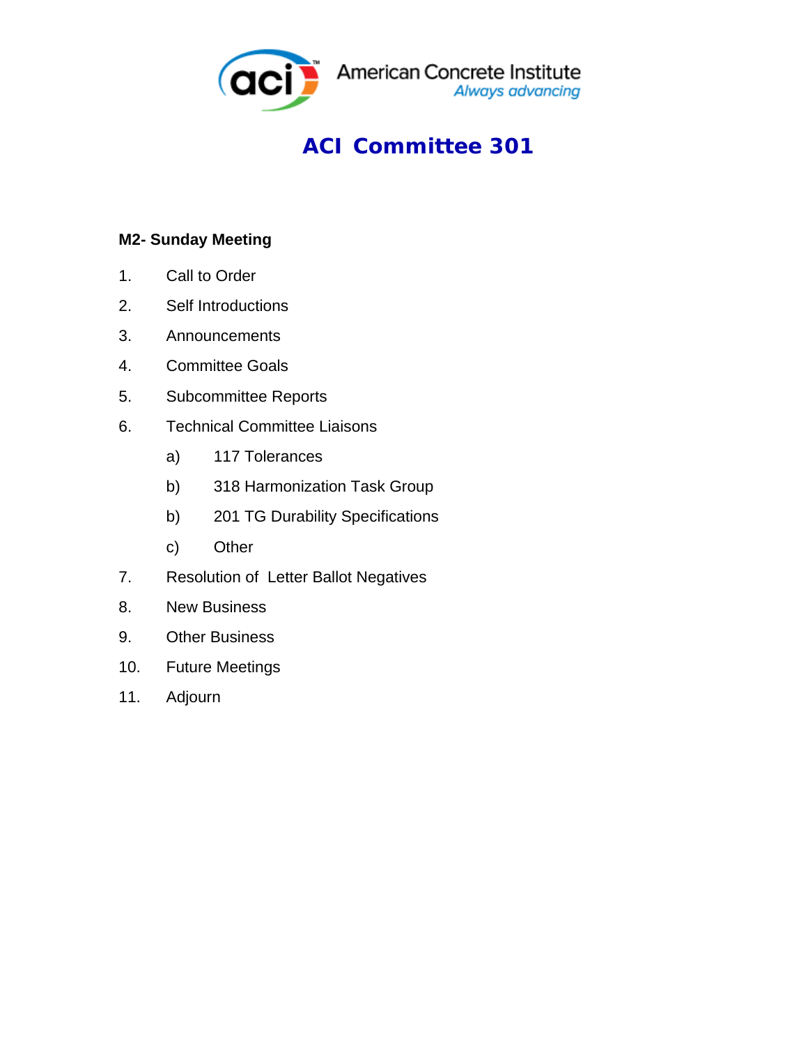American Concrete Institute
*Always advancing*

# ACI Committee 301

**M2- Sunday Meeting**

1. Call to Order
2. Self Introductions
3. Announcements
4. Committee Goals
5. Subcommittee Reports
6. Technical Committee Liaisons
    - a) 117 Tolerances
    - b) 318 Harmonization Task Group
    - b) 201 TG Durability Specifications
    - c) Other
7. Resolution of Letter Ballot Negatives
8. New Business
9. Other Business
10. Future Meetings
11. Adjourn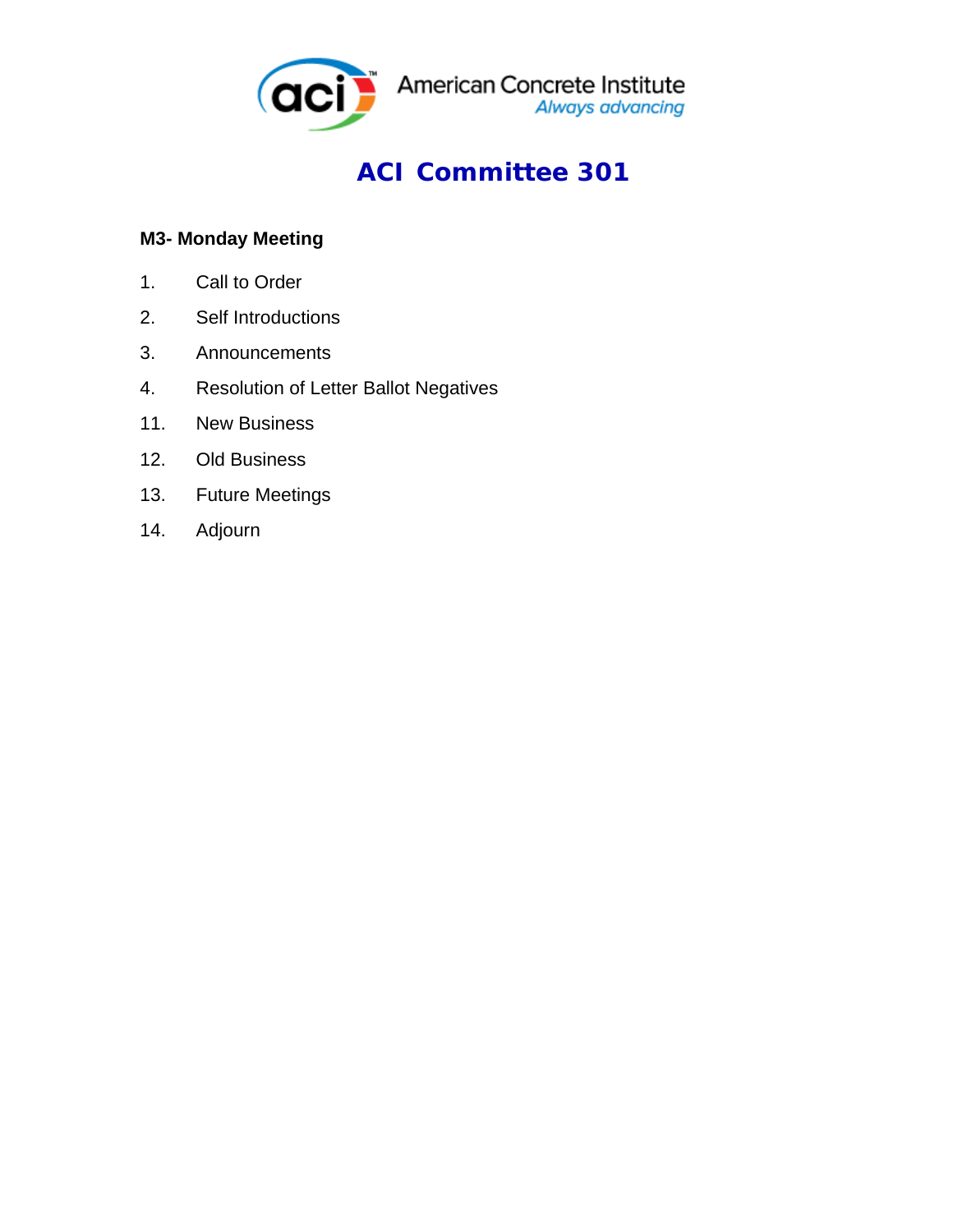American Concrete Institute
*Always advancing*

# ACI Committee 301

**M3- Monday Meeting**

1. Call to Order
2. Self Introductions
3. Announcements
4. Resolution of Letter Ballot Negatives

11. New Business
12. Old Business
13. Future Meetings
14. Adjourn